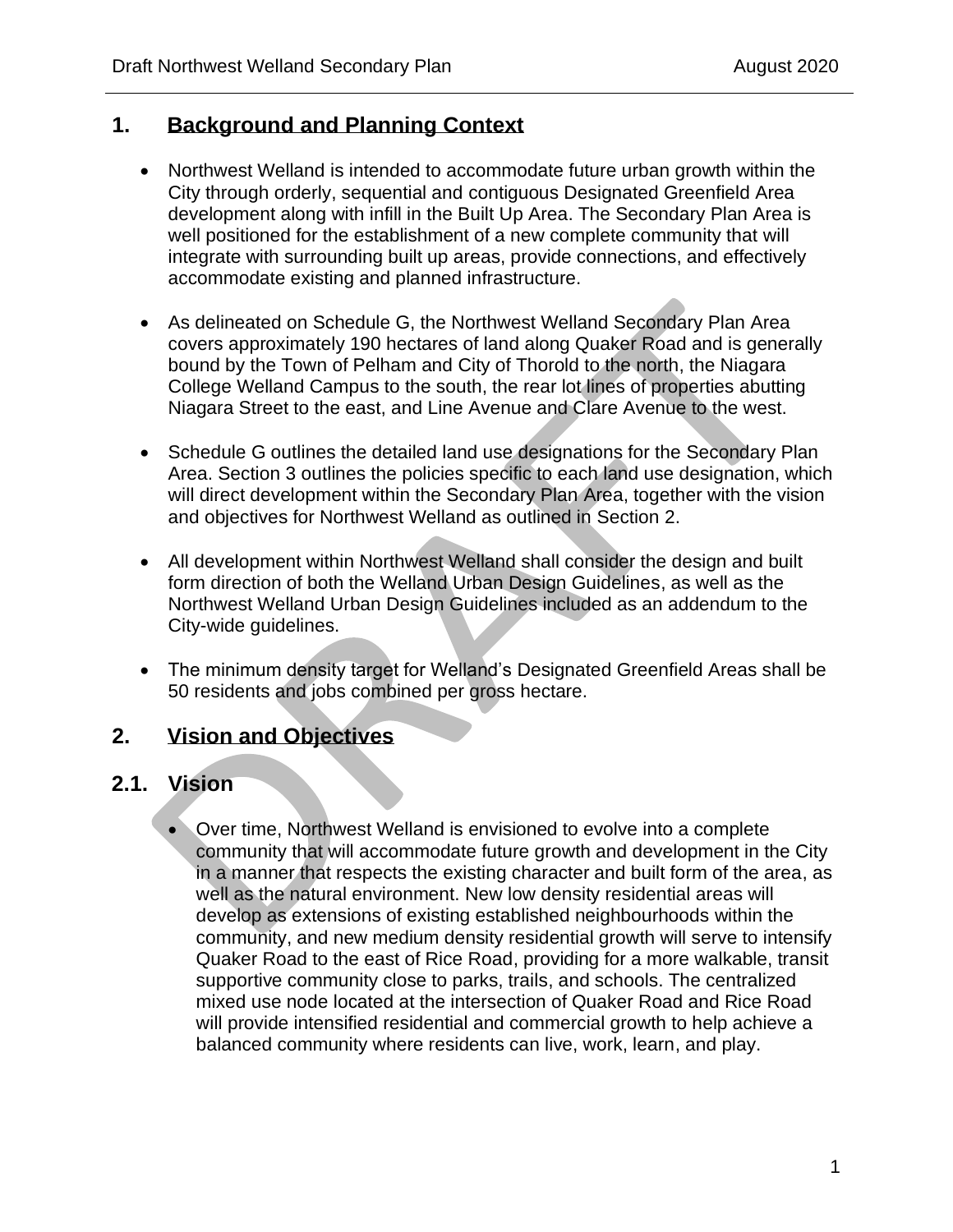## 1. Background and Planning Context

- Northwest Welland is intended to accommodate future urban growth within the City through orderly, sequential and contiguous Designated Greenfield Area development along with infill in the Built Up Area. The Secondary Plan Area is well positioned for the establishment of a new complete community that will integrate with surrounding built up areas, provide connections, and effectively accommodate existing and planned infrastructure.
- As delineated on Schedule G, the Northwest Welland Secondary Plan Area covers approximately 190 hectares of land along Quaker Road and is generally bound by the Town of Pelham and City of Thorold to the north, the Niagara College Welland Campus to the south, the rear lot lines of properties abutting Niagara Street to the east, and Line Avenue and Clare Avenue to the west.
- Schedule G outlines the detailed land use designations for the Secondary Plan Area. Section 3 outlines the policies specific to each land use designation, which will direct development within the Secondary Plan Area, together with the vision and objectives for Northwest Welland as outlined in Section 2.
- All development within Northwest Welland shall consider the design and built form direction of both the Welland Urban Design Guidelines, as well as the Northwest Welland Urban Design Guidelines included as an addendum to the City-wide guidelines.
- The minimum density target for Welland's Designated Greenfield Areas shall be 50 residents and jobs combined per gross hectare.

## 2. Vision and Objectives

### 2.1. Vision

- Over time, Northwest Welland is envisioned to evolve into a complete community that will accommodate future growth and development in the City in a manner that respects the existing character and built form of the area, as well as the natural environment. New low density residential areas will develop as extensions of existing established neighbourhoods within the community, and new medium density residential growth will serve to intensify Quaker Road to the east of Rice Road, providing for a more walkable, transit supportive community close to parks, trails, and schools. The centralized mixed use node located at the intersection of Quaker Road and Rice Road will provide intensified residential and commercial growth to help achieve a balanced community where residents can live, work, learn, and play.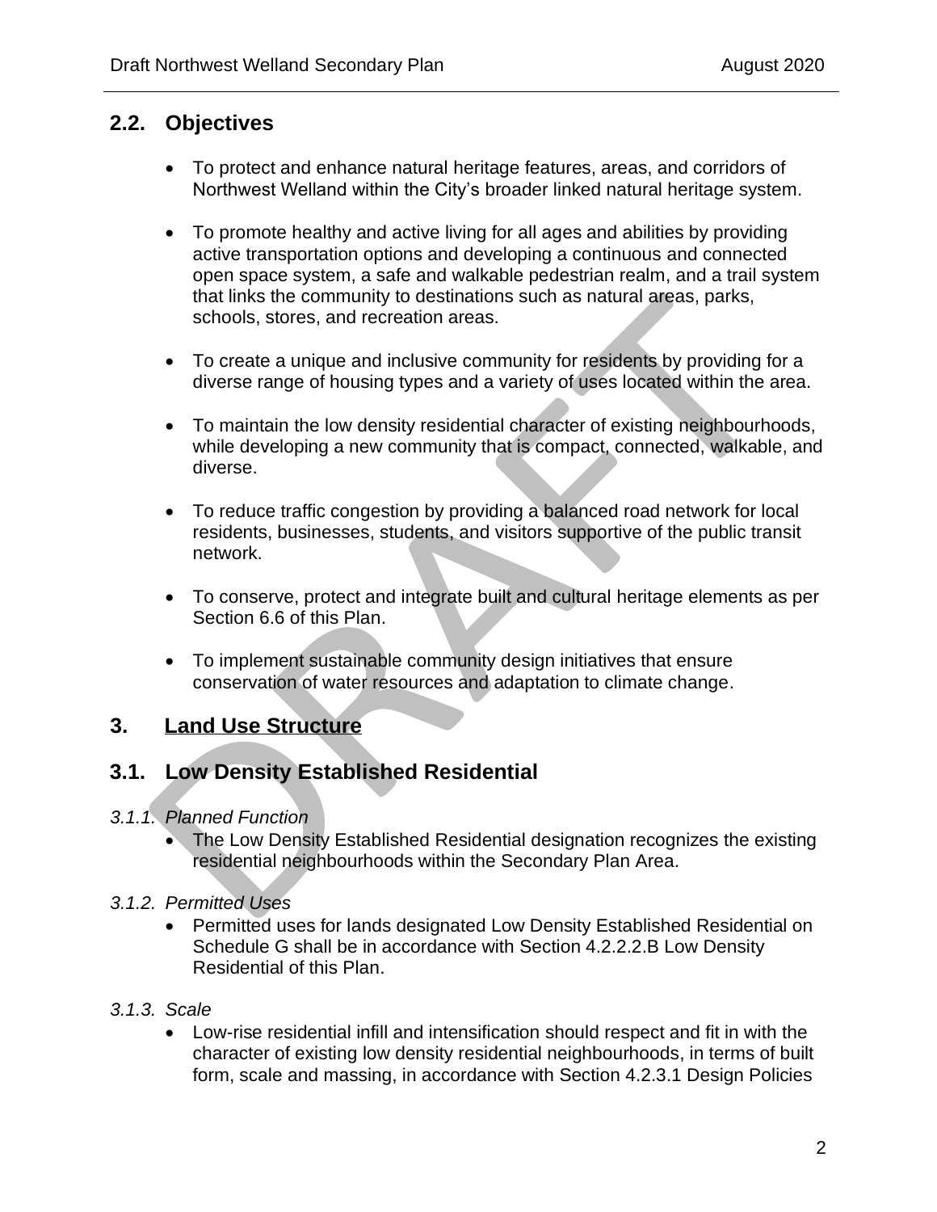## 2.2. Objectives

- To protect and enhance natural heritage features, areas, and corridors of Northwest Welland within the City's broader linked natural heritage system.
- To promote healthy and active living for all ages and abilities by providing active transportation options and developing a continuous and connected open space system, a safe and walkable pedestrian realm, and a trail system that links the community to destinations such as natural areas, parks, schools, stores, and recreation areas.
- To create a unique and inclusive community for residents by providing for a diverse range of housing types and a variety of uses located within the area.
- To maintain the low density residential character of existing neighbourhoods, while developing a new community that is compact, connected, walkable, and diverse.
- To reduce traffic congestion by providing a balanced road network for local residents, businesses, students, and visitors supportive of the public transit network.
- To conserve, protect and integrate built and cultural heritage elements as per Section 6.6 of this Plan.
- To implement sustainable community design initiatives that ensure conservation of water resources and adaptation to climate change.

# 3. Land Use Structure

## 3.1. Low Density Established Residential

*3.1.1. Planned Function*

- The Low Density Established Residential designation recognizes the existing residential neighbourhoods within the Secondary Plan Area.

*3.1.2. Permitted Uses*

- Permitted uses for lands designated Low Density Established Residential on Schedule G shall be in accordance with Section 4.2.2.2.B Low Density Residential of this Plan.

*3.1.3. Scale*

- Low-rise residential infill and intensification should respect and fit in with the character of existing low density residential neighbourhoods, in terms of built form, scale and massing, in accordance with Section 4.2.3.1 Design Policies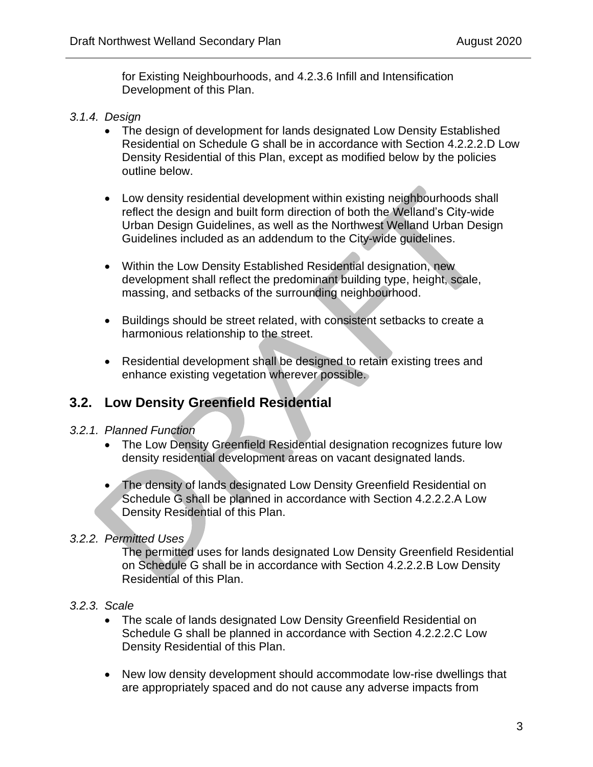for Existing Neighbourhoods, and 4.2.3.6 Infill and Intensification Development of this Plan.

*3.1.4. Design*

- The design of development for lands designated Low Density Established Residential on Schedule G shall be in accordance with Section 4.2.2.2.D Low Density Residential of this Plan, except as modified below by the policies outline below.

- Low density residential development within existing neighbourhoods shall reflect the design and built form direction of both the Welland's City-wide Urban Design Guidelines, as well as the Northwest Welland Urban Design Guidelines included as an addendum to the City-wide guidelines.

- Within the Low Density Established Residential designation, new development shall reflect the predominant building type, height, scale, massing, and setbacks of the surrounding neighbourhood.

- Buildings should be street related, with consistent setbacks to create a harmonious relationship to the street.

- Residential development shall be designed to retain existing trees and enhance existing vegetation wherever possible.

## 3.2. Low Density Greenfield Residential

*3.2.1. Planned Function*

- The Low Density Greenfield Residential designation recognizes future low density residential development areas on vacant designated lands.

- The density of lands designated Low Density Greenfield Residential on Schedule G shall be planned in accordance with Section 4.2.2.2.A Low Density Residential of this Plan.

*3.2.2. Permitted Uses*

The permitted uses for lands designated Low Density Greenfield Residential on Schedule G shall be in accordance with Section 4.2.2.2.B Low Density Residential of this Plan.

*3.2.3. Scale*

- The scale of lands designated Low Density Greenfield Residential on Schedule G shall be planned in accordance with Section 4.2.2.2.C Low Density Residential of this Plan.

- New low density development should accommodate low-rise dwellings that are appropriately spaced and do not cause any adverse impacts from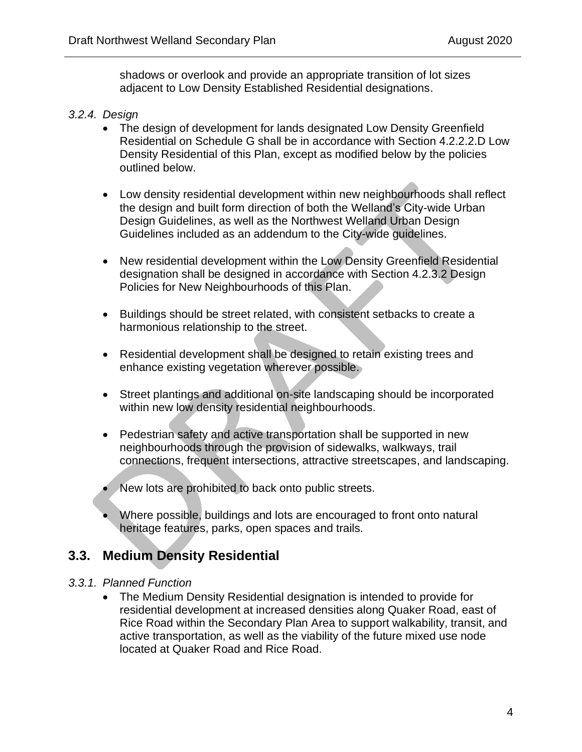shadows or overlook and provide an appropriate transition of lot sizes adjacent to Low Density Established Residential designations.

*3.2.4. Design*

- The design of development for lands designated Low Density Greenfield Residential on Schedule G shall be in accordance with Section 4.2.2.2.D Low Density Residential of this Plan, except as modified below by the policies outlined below.
- Low density residential development within new neighbourhoods shall reflect the design and built form direction of both the Welland's City-wide Urban Design Guidelines, as well as the Northwest Welland Urban Design Guidelines included as an addendum to the City-wide guidelines.
- New residential development within the Low Density Greenfield Residential designation shall be designed in accordance with Section 4.2.3.2 Design Policies for New Neighbourhoods of this Plan.
- Buildings should be street related, with consistent setbacks to create a harmonious relationship to the street.
- Residential development shall be designed to retain existing trees and enhance existing vegetation wherever possible.
- Street plantings and additional on-site landscaping should be incorporated within new low density residential neighbourhoods.
- Pedestrian safety and active transportation shall be supported in new neighbourhoods through the provision of sidewalks, walkways, trail connections, frequent intersections, attractive streetscapes, and landscaping.
- New lots are prohibited to back onto public streets.
- Where possible, buildings and lots are encouraged to front onto natural heritage features, parks, open spaces and trails.

## 3.3. Medium Density Residential

*3.3.1. Planned Function*

- The Medium Density Residential designation is intended to provide for residential development at increased densities along Quaker Road, east of Rice Road within the Secondary Plan Area to support walkability, transit, and active transportation, as well as the viability of the future mixed use node located at Quaker Road and Rice Road.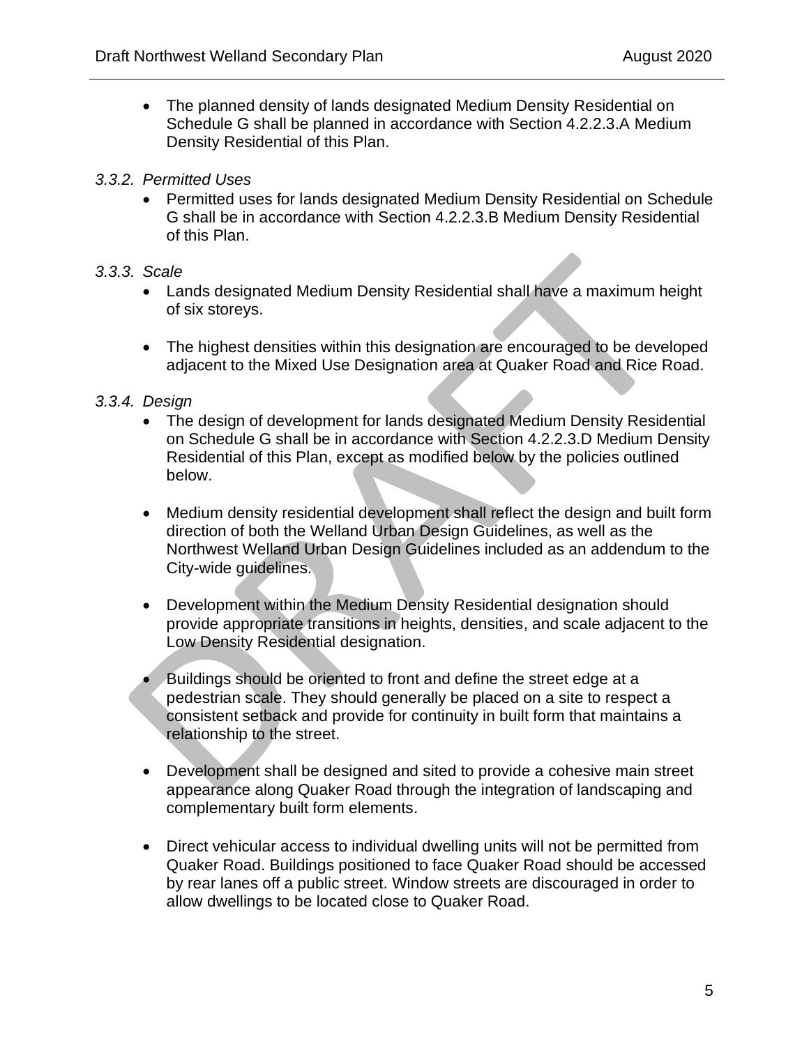- The planned density of lands designated Medium Density Residential on Schedule G shall be planned in accordance with Section 4.2.2.3.A Medium Density Residential of this Plan.

*3.3.2. Permitted Uses*

- Permitted uses for lands designated Medium Density Residential on Schedule G shall be in accordance with Section 4.2.2.3.B Medium Density Residential of this Plan.

*3.3.3. Scale*

- Lands designated Medium Density Residential shall have a maximum height of six storeys.
- The highest densities within this designation are encouraged to be developed adjacent to the Mixed Use Designation area at Quaker Road and Rice Road.

*3.3.4. Design*

- The design of development for lands designated Medium Density Residential on Schedule G shall be in accordance with Section 4.2.2.3.D Medium Density Residential of this Plan, except as modified below by the policies outlined below.
- Medium density residential development shall reflect the design and built form direction of both the Welland Urban Design Guidelines, as well as the Northwest Welland Urban Design Guidelines included as an addendum to the City-wide guidelines.
- Development within the Medium Density Residential designation should provide appropriate transitions in heights, densities, and scale adjacent to the Low Density Residential designation.
- Buildings should be oriented to front and define the street edge at a pedestrian scale. They should generally be placed on a site to respect a consistent setback and provide for continuity in built form that maintains a relationship to the street.
- Development shall be designed and sited to provide a cohesive main street appearance along Quaker Road through the integration of landscaping and complementary built form elements.
- Direct vehicular access to individual dwelling units will not be permitted from Quaker Road. Buildings positioned to face Quaker Road should be accessed by rear lanes off a public street. Window streets are discouraged in order to allow dwellings to be located close to Quaker Road.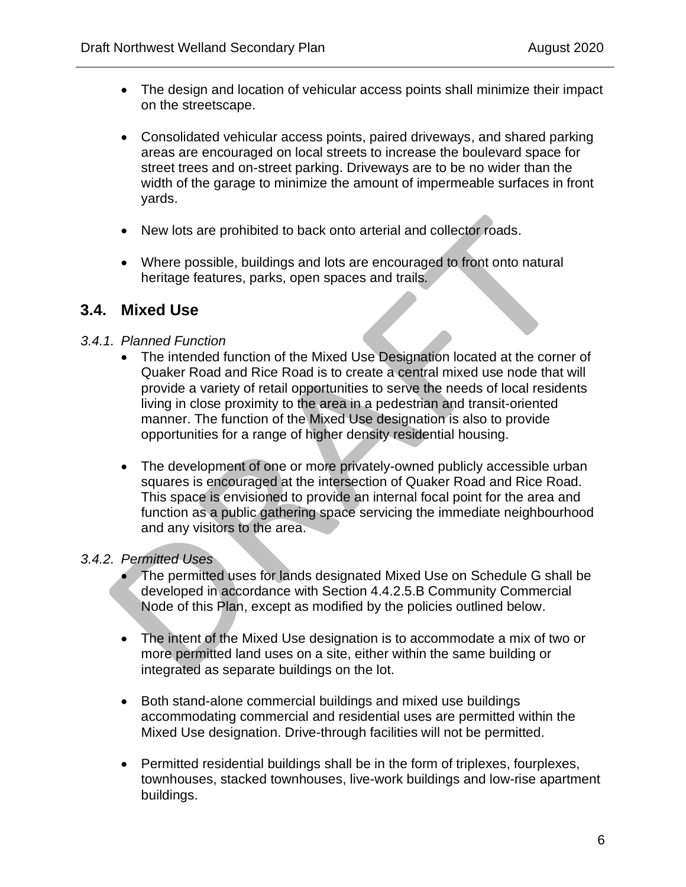- The design and location of vehicular access points shall minimize their impact on the streetscape.

- Consolidated vehicular access points, paired driveways, and shared parking areas are encouraged on local streets to increase the boulevard space for street trees and on-street parking. Driveways are to be no wider than the width of the garage to minimize the amount of impermeable surfaces in front yards.

- New lots are prohibited to back onto arterial and collector roads.

- Where possible, buildings and lots are encouraged to front onto natural heritage features, parks, open spaces and trails.

## 3.4. Mixed Use

*3.4.1. Planned Function*

- The intended function of the Mixed Use Designation located at the corner of Quaker Road and Rice Road is to create a central mixed use node that will provide a variety of retail opportunities to serve the needs of local residents living in close proximity to the area in a pedestrian and transit-oriented manner. The function of the Mixed Use designation is also to provide opportunities for a range of higher density residential housing.

- The development of one or more privately-owned publicly accessible urban squares is encouraged at the intersection of Quaker Road and Rice Road. This space is envisioned to provide an internal focal point for the area and function as a public gathering space servicing the immediate neighbourhood and any visitors to the area.

*3.4.2. Permitted Uses*

- The permitted uses for lands designated Mixed Use on Schedule G shall be developed in accordance with Section 4.4.2.5.B Community Commercial Node of this Plan, except as modified by the policies outlined below.

- The intent of the Mixed Use designation is to accommodate a mix of two or more permitted land uses on a site, either within the same building or integrated as separate buildings on the lot.

- Both stand-alone commercial buildings and mixed use buildings accommodating commercial and residential uses are permitted within the Mixed Use designation. Drive-through facilities will not be permitted.

- Permitted residential buildings shall be in the form of triplexes, fourplexes, townhouses, stacked townhouses, live-work buildings and low-rise apartment buildings.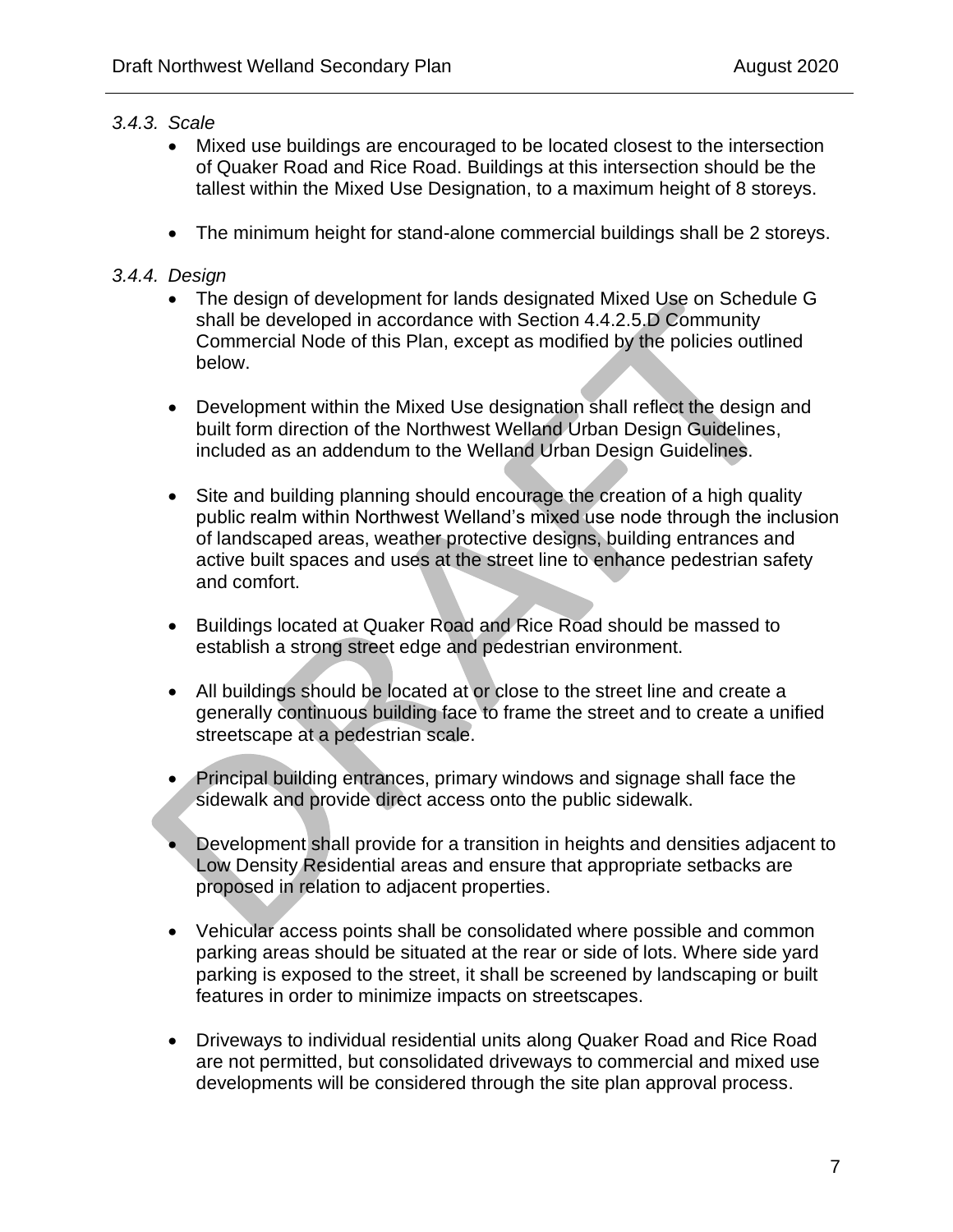*3.4.3. Scale*

- Mixed use buildings are encouraged to be located closest to the intersection of Quaker Road and Rice Road. Buildings at this intersection should be the tallest within the Mixed Use Designation, to a maximum height of 8 storeys.
- The minimum height for stand-alone commercial buildings shall be 2 storeys.

*3.4.4. Design*

- The design of development for lands designated Mixed Use on Schedule G shall be developed in accordance with Section 4.4.2.5.D Community Commercial Node of this Plan, except as modified by the policies outlined below.
- Development within the Mixed Use designation shall reflect the design and built form direction of the Northwest Welland Urban Design Guidelines, included as an addendum to the Welland Urban Design Guidelines.
- Site and building planning should encourage the creation of a high quality public realm within Northwest Welland's mixed use node through the inclusion of landscaped areas, weather protective designs, building entrances and active built spaces and uses at the street line to enhance pedestrian safety and comfort.
- Buildings located at Quaker Road and Rice Road should be massed to establish a strong street edge and pedestrian environment.
- All buildings should be located at or close to the street line and create a generally continuous building face to frame the street and to create a unified streetscape at a pedestrian scale.
- Principal building entrances, primary windows and signage shall face the sidewalk and provide direct access onto the public sidewalk.
- Development shall provide for a transition in heights and densities adjacent to Low Density Residential areas and ensure that appropriate setbacks are proposed in relation to adjacent properties.
- Vehicular access points shall be consolidated where possible and common parking areas should be situated at the rear or side of lots. Where side yard parking is exposed to the street, it shall be screened by landscaping or built features in order to minimize impacts on streetscapes.
- Driveways to individual residential units along Quaker Road and Rice Road are not permitted, but consolidated driveways to commercial and mixed use developments will be considered through the site plan approval process.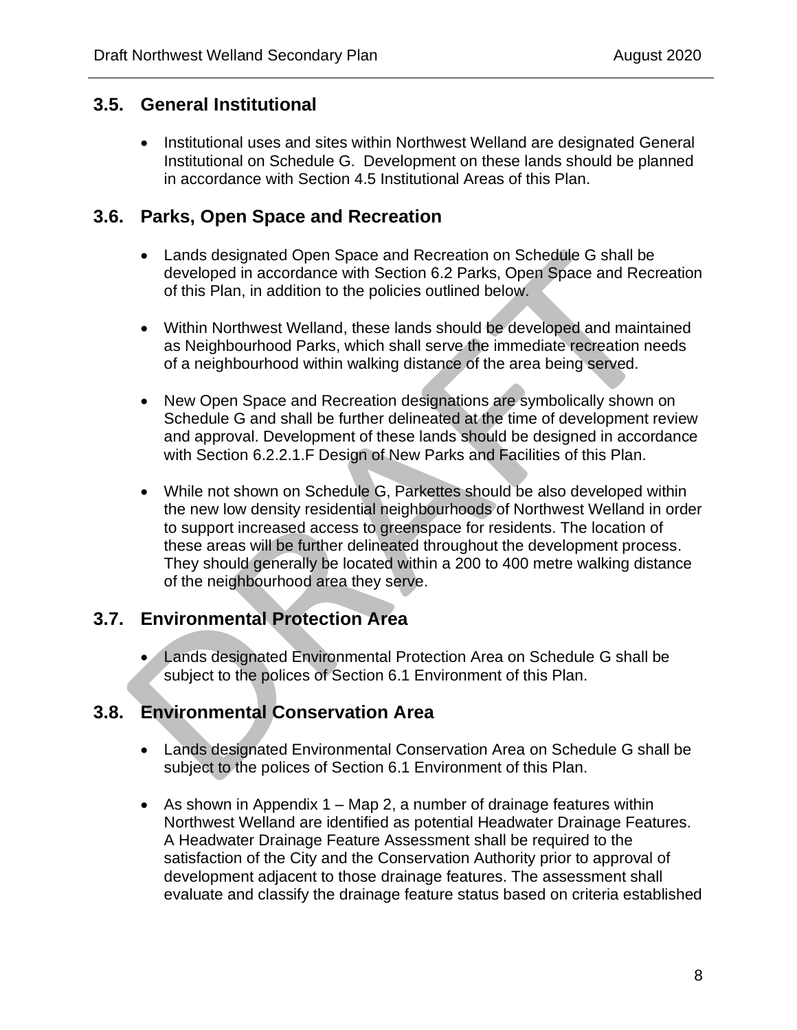## 3.5. General Institutional

- Institutional uses and sites within Northwest Welland are designated General Institutional on Schedule G. Development on these lands should be planned in accordance with Section 4.5 Institutional Areas of this Plan.

## 3.6. Parks, Open Space and Recreation

- Lands designated Open Space and Recreation on Schedule G shall be developed in accordance with Section 6.2 Parks, Open Space and Recreation of this Plan, in addition to the policies outlined below.
- Within Northwest Welland, these lands should be developed and maintained as Neighbourhood Parks, which shall serve the immediate recreation needs of a neighbourhood within walking distance of the area being served.
- New Open Space and Recreation designations are symbolically shown on Schedule G and shall be further delineated at the time of development review and approval. Development of these lands should be designed in accordance with Section 6.2.2.1.F Design of New Parks and Facilities of this Plan.
- While not shown on Schedule G, Parkettes should be also developed within the new low density residential neighbourhoods of Northwest Welland in order to support increased access to greenspace for residents. The location of these areas will be further delineated throughout the development process. They should generally be located within a 200 to 400 metre walking distance of the neighbourhood area they serve.

## 3.7. Environmental Protection Area

- Lands designated Environmental Protection Area on Schedule G shall be subject to the polices of Section 6.1 Environment of this Plan.

## 3.8. Environmental Conservation Area

- Lands designated Environmental Conservation Area on Schedule G shall be subject to the polices of Section 6.1 Environment of this Plan.
- As shown in Appendix 1 – Map 2, a number of drainage features within Northwest Welland are identified as potential Headwater Drainage Features. A Headwater Drainage Feature Assessment shall be required to the satisfaction of the City and the Conservation Authority prior to approval of development adjacent to those drainage features. The assessment shall evaluate and classify the drainage feature status based on criteria established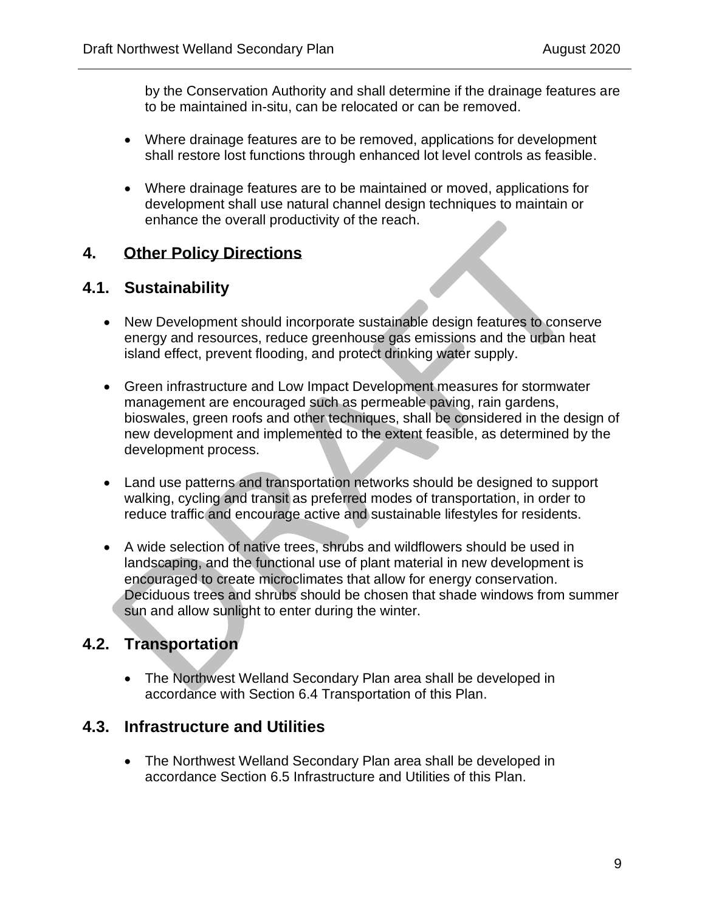by the Conservation Authority and shall determine if the drainage features are to be maintained in-situ, can be relocated or can be removed.

- Where drainage features are to be removed, applications for development shall restore lost functions through enhanced lot level controls as feasible.
- Where drainage features are to be maintained or moved, applications for development shall use natural channel design techniques to maintain or enhance the overall productivity of the reach.

# 4. Other Policy Directions

## 4.1. Sustainability

- New Development should incorporate sustainable design features to conserve energy and resources, reduce greenhouse gas emissions and the urban heat island effect, prevent flooding, and protect drinking water supply.
- Green infrastructure and Low Impact Development measures for stormwater management are encouraged such as permeable paving, rain gardens, bioswales, green roofs and other techniques, shall be considered in the design of new development and implemented to the extent feasible, as determined by the development process.
- Land use patterns and transportation networks should be designed to support walking, cycling and transit as preferred modes of transportation, in order to reduce traffic and encourage active and sustainable lifestyles for residents.
- A wide selection of native trees, shrubs and wildflowers should be used in landscaping, and the functional use of plant material in new development is encouraged to create microclimates that allow for energy conservation. Deciduous trees and shrubs should be chosen that shade windows from summer sun and allow sunlight to enter during the winter.

## 4.2. Transportation

- The Northwest Welland Secondary Plan area shall be developed in accordance with Section 6.4 Transportation of this Plan.

## 4.3. Infrastructure and Utilities

- The Northwest Welland Secondary Plan area shall be developed in accordance Section 6.5 Infrastructure and Utilities of this Plan.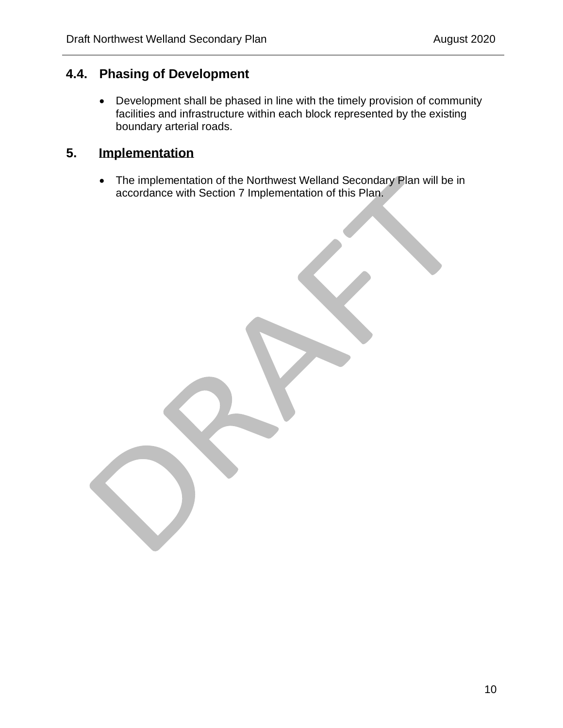### 4.4. Phasing of Development

- Development shall be phased in line with the timely provision of community facilities and infrastructure within each block represented by the existing boundary arterial roads.

## 5. Implementation

- The implementation of the Northwest Welland Secondary Plan will be in accordance with Section 7 Implementation of this Plan.